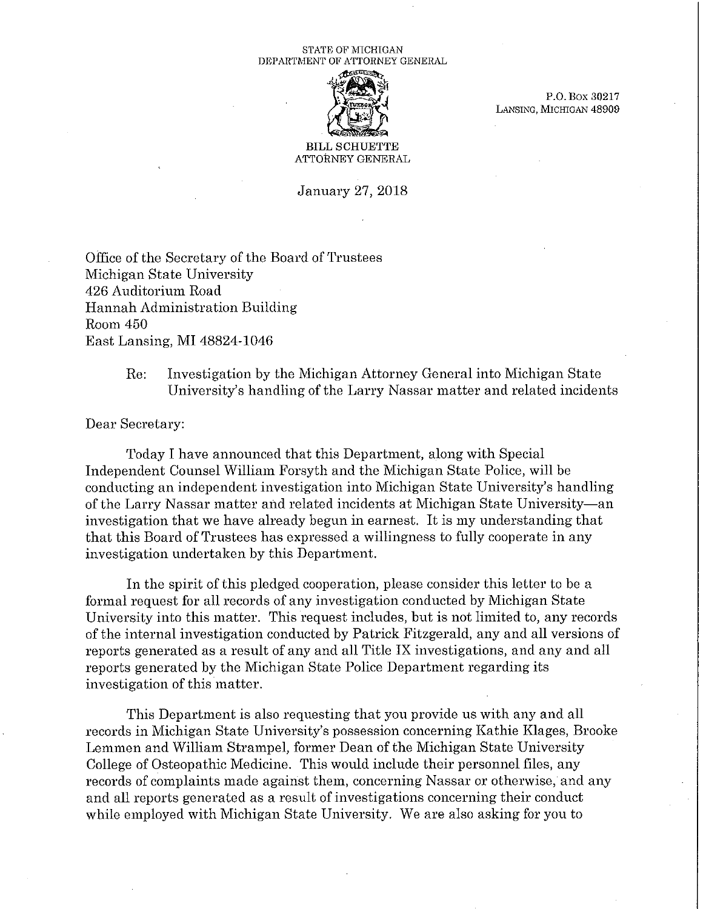STATE OF MICHIGAN
DEPARTMENT OF ATTORNEY GENERAL

P.O. Box 30217
LANSING, MICHIGAN 48909

BILL SCHUETTE
ATTORNEY GENERAL

January 27, 2018

Office of the Secretary of the Board of Trustees
Michigan State University
426 Auditorium Road
Hannah Administration Building
Room 450
East Lansing, MI 48824-1046

Re: Investigation by the Michigan Attorney General into Michigan State University's handling of the Larry Nassar matter and related incidents

Dear Secretary:

Today I have announced that this Department, along with Special Independent Counsel William Forsyth and the Michigan State Police, will be conducting an independent investigation into Michigan State University's handling of the Larry Nassar matter and related incidents at Michigan State University—an investigation that we have already begun in earnest. It is my understanding that that this Board of Trustees has expressed a willingness to fully cooperate in any investigation undertaken by this Department.

In the spirit of this pledged cooperation, please consider this letter to be a formal request for all records of any investigation conducted by Michigan State University into this matter. This request includes, but is not limited to, any records of the internal investigation conducted by Patrick Fitzgerald, any and all versions of reports generated as a result of any and all Title IX investigations, and any and all reports generated by the Michigan State Police Department regarding its investigation of this matter.

This Department is also requesting that you provide us with any and all records in Michigan State University's possession concerning Kathie Klages, Brooke Lemmen and William Strampel, former Dean of the Michigan State University College of Osteopathic Medicine. This would include their personnel files, any records of complaints made against them, concerning Nassar or otherwise, and any and all reports generated as a result of investigations concerning their conduct while employed with Michigan State University. We are also asking for you to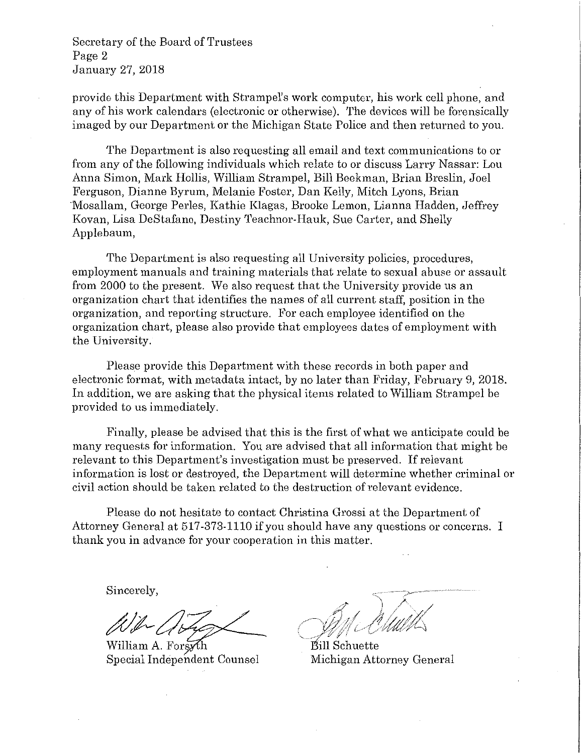Secretary of the Board of Trustees
Page 2
January 27, 2018

provide this Department with Strampel's work computer, his work cell phone, and any of his work calendars (electronic or otherwise). The devices will be forensically imaged by our Department or the Michigan State Police and then returned to you.

The Department is also requesting all email and text communications to or from any of the following individuals which relate to or discuss Larry Nassar: Lou Anna Simon, Mark Hollis, William Strampel, Bill Beekman, Brian Breslin, Joel Ferguson, Dianne Byrum, Melanie Foster, Dan Kelly, Mitch Lyons, Brian Mosallam, George Perles, Kathie Klagas, Brooke Lemon, Lianna Hadden, Jeffrey Kovan, Lisa DeStafano, Destiny Teachnor-Hauk, Sue Carter, and Shelly Applebaum,

The Department is also requesting all University policies, procedures, employment manuals and training materials that relate to sexual abuse or assault from 2000 to the present. We also request that the University provide us an organization chart that identifies the names of all current staff, position in the organization, and reporting structure. For each employee identified on the organization chart, please also provide that employees dates of employment with the University.

Please provide this Department with these records in both paper and electronic format, with metadata intact, by no later than Friday, February 9, 2018. In addition, we are asking that the physical items related to William Strampel be provided to us immediately.

Finally, please be advised that this is the first of what we anticipate could be many requests for information. You are advised that all information that might be relevant to this Department's investigation must be preserved. If relevant information is lost or destroyed, the Department will determine whether criminal or civil action should be taken related to the destruction of relevant evidence.

Please do not hesitate to contact Christina Grossi at the Department of Attorney General at 517-373-1110 if you should have any questions or concerns. I thank you in advance for your cooperation in this matter.

Sincerely,

William A. Forsyth
Special Independent Counsel

Bill Schuette
Michigan Attorney General